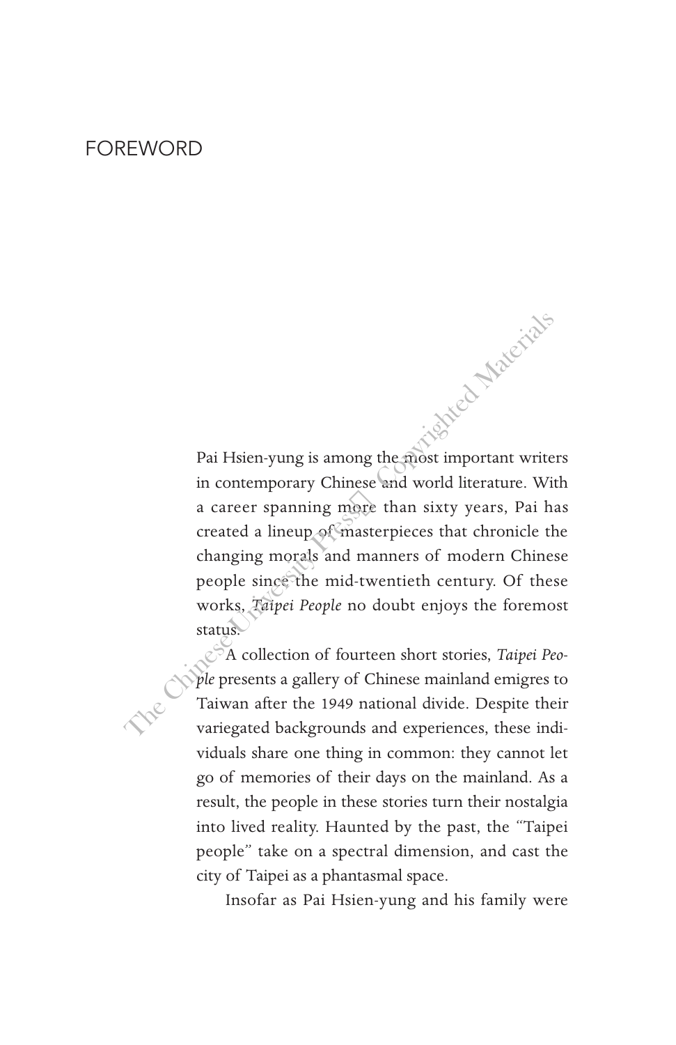# FOREWORD

Pai Hsien-yung is among the most important writers in contemporary Chinese and world literature. With a career spanning more than sixty years, Pai has created a lineup of masterpieces that chronicle the changing morals and manners of modern Chinese people since the mid-twentieth century. Of these works, *Taipei People* no doubt enjoys the foremost status.

A collection of fourteen short stories, *Taipei People* presents a gallery of Chinese mainland emigres to Taiwan after the 1949 national divide. Despite their variegated backgrounds and experiences, these individuals share one thing in common: they cannot let go of memories of their days on the mainland. As a result, the people in these stories turn their nostalgia into lived reality. Haunted by the past, the "Taipei people" take on a spectral dimension, and cast the city of Taipei as a phantasmal space.

Insofar as Pai Hsien-yung and his family were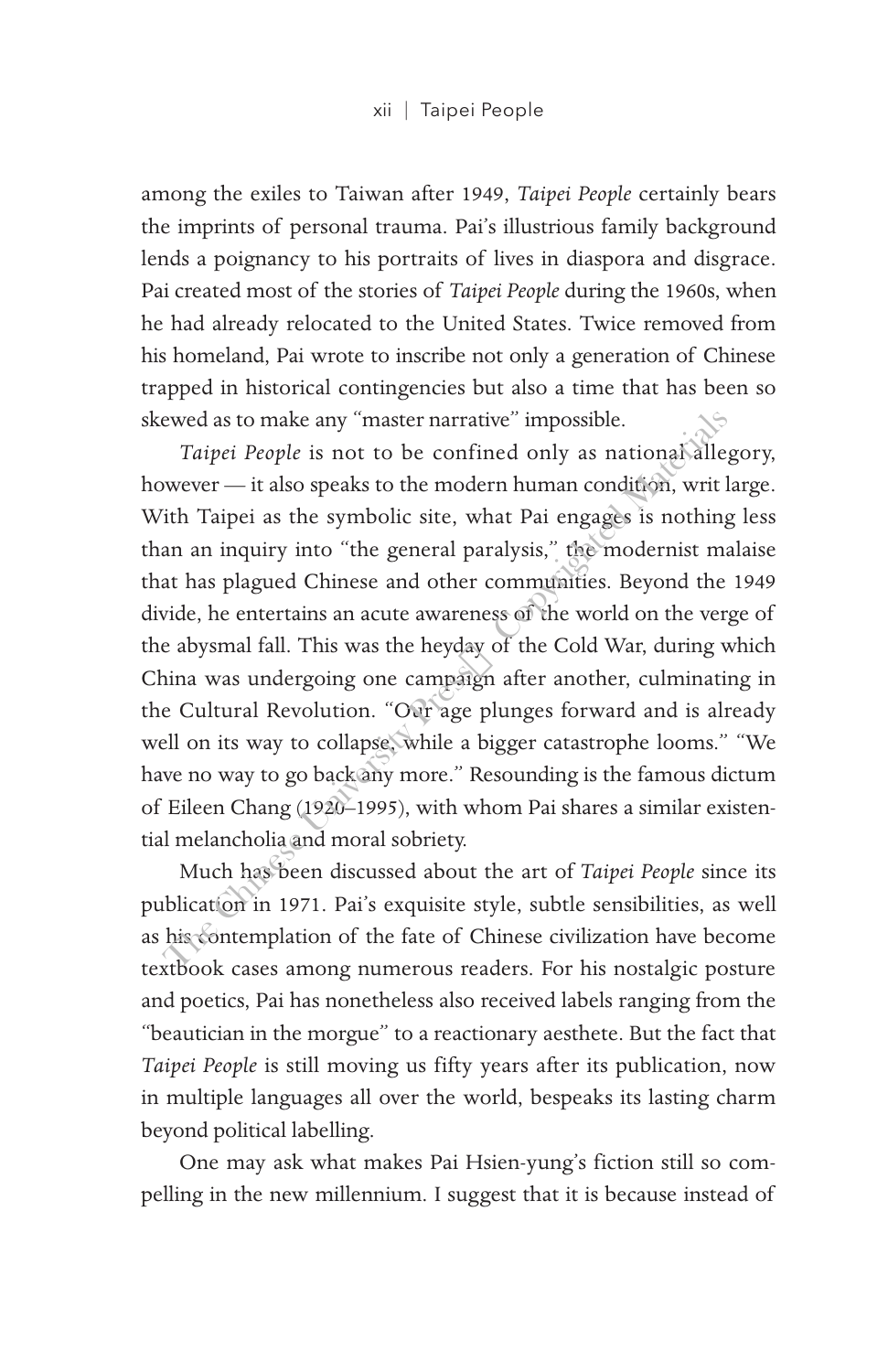among the exiles to Taiwan after 1949, *Taipei People* certainly bears the imprints of personal trauma. Pai's illustrious family background lends a poignancy to his portraits of lives in diaspora and disgrace. Pai created most of the stories of *Taipei People* during the 1960s, when he had already relocated to the United States. Twice removed from his homeland, Pai wrote to inscribe not only a generation of Chinese trapped in historical contingencies but also a time that has been so skewed as to make any "master narrative" impossible.

*Taipei People* is not to be confined only as national allegory, however — it also speaks to the modern human condition, writ large. With Taipei as the symbolic site, what Pai engages is nothing less than an inquiry into "the general paralysis," the modernist malaise that has plagued Chinese and other communities. Beyond the 1949 divide, he entertains an acute awareness of the world on the verge of the abysmal fall. This was the heyday of the Cold War, during which China was undergoing one campaign after another, culminating in the Cultural Revolution. "Our age plunges forward and is already well on its way to collapse, while a bigger catastrophe looms." "We have no way to go back any more." Resounding is the famous dictum of Eileen Chang (1920–1995), with whom Pai shares a similar existential melancholia and moral sobriety.

Much has been discussed about the art of *Taipei People* since its publication in 1971. Pai's exquisite style, subtle sensibilities, as well as his contemplation of the fate of Chinese civilization have become textbook cases among numerous readers. For his nostalgic posture and poetics, Pai has nonetheless also received labels ranging from the "beautician in the morgue" to a reactionary aesthete. But the fact that *Taipei People* is still moving us fifty years after its publication, now in multiple languages all over the world, bespeaks its lasting charm beyond political labelling.

One may ask what makes Pai Hsien-yung's fiction still so compelling in the new millennium. I suggest that it is because instead of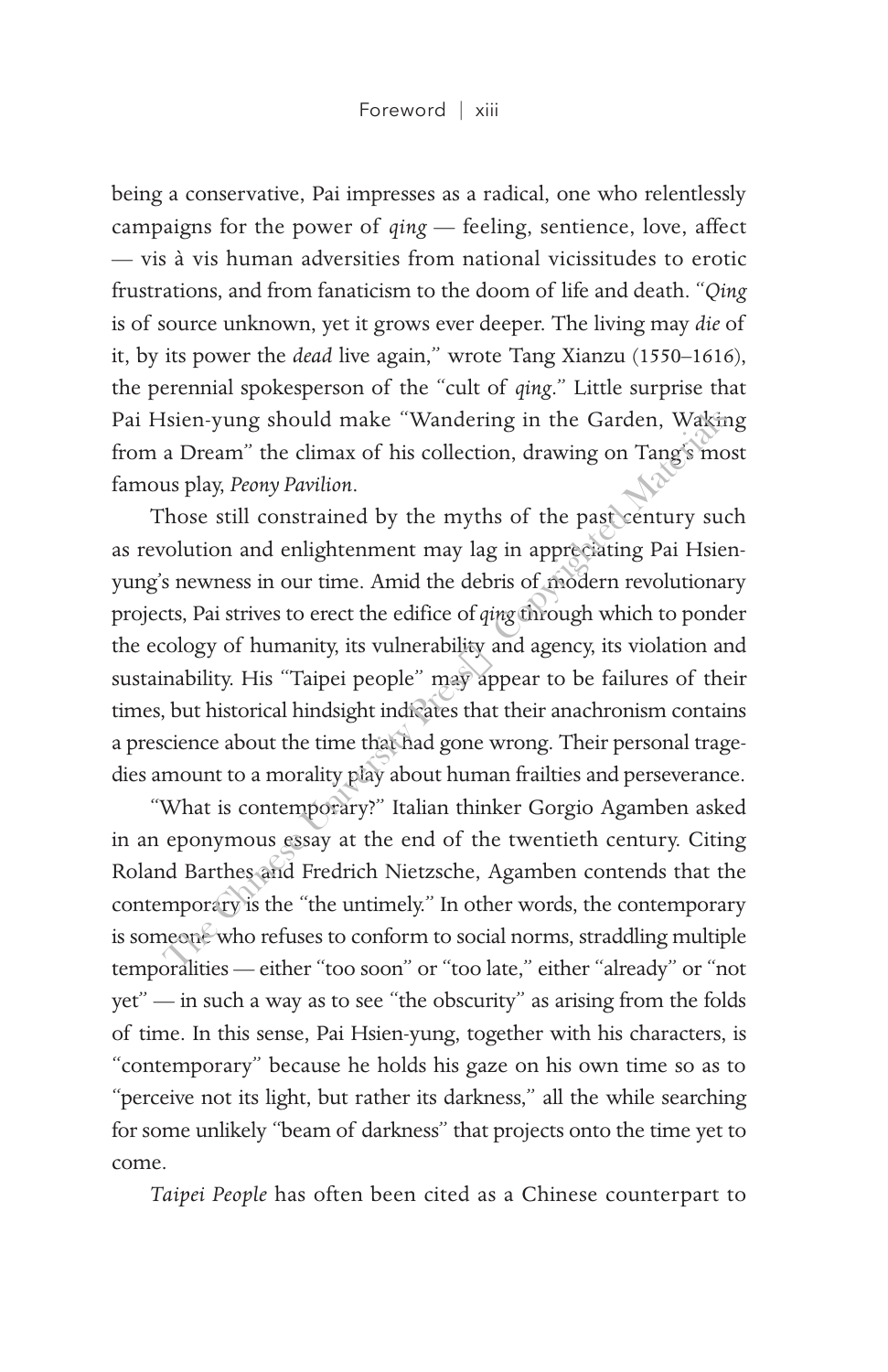being a conservative, Pai impresses as a radical, one who relentlessly campaigns for the power of *qing* — feeling, sentience, love, affect — vis à vis human adversities from national vicissitudes to erotic frustrations, and from fanaticism to the doom of life and death. "*Qing* is of source unknown, yet it grows ever deeper. The living may *die* of it, by its power the *dead* live again," wrote Tang Xianzu (1550–1616), the perennial spokesperson of the "cult of *qing*." Little surprise that Pai Hsien-yung should make "Wandering in the Garden, Waking from a Dream" the climax of his collection, drawing on Tang's most famous play, *Peony Pavilion*.

Those still constrained by the myths of the past century such as revolution and enlightenment may lag in appreciating Pai Hsien-yung's newness in our time. Amid the debris of modern revolutionary projects, Pai strives to erect the edifice of *qing* through which to ponder the ecology of humanity, its vulnerability and agency, its violation and sustainability. His "Taipei people" may appear to be failures of their times, but historical hindsight indicates that their anachronism contains a prescience about the time that had gone wrong. Their personal tragedies amount to a morality play about human frailties and perseverance.

"What is contemporary?" Italian thinker Gorgio Agamben asked in an eponymous essay at the end of the twentieth century. Citing Roland Barthes and Fredrich Nietzsche, Agamben contends that the contemporary is the "the untimely." In other words, the contemporary is someone who refuses to conform to social norms, straddling multiple temporalities — either "too soon" or "too late," either "already" or "not yet" — in such a way as to see "the obscurity" as arising from the folds of time. In this sense, Pai Hsien-yung, together with his characters, is "contemporary" because he holds his gaze on his own time so as to "perceive not its light, but rather its darkness," all the while searching for some unlikely "beam of darkness" that projects onto the time yet to come.

*Taipei People* has often been cited as a Chinese counterpart to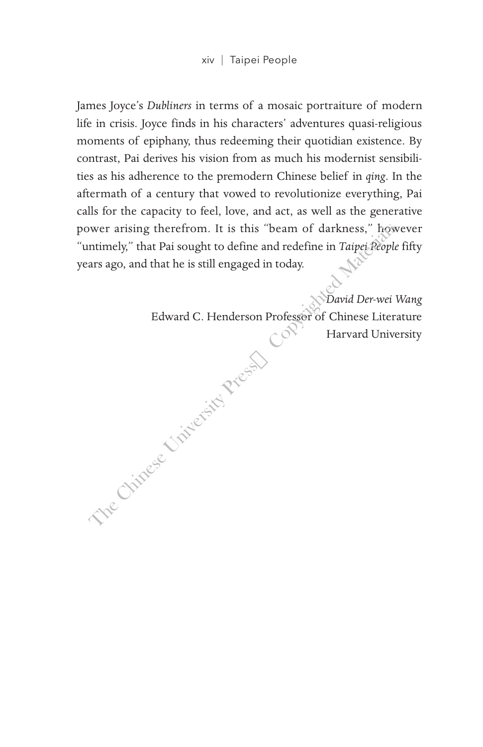James Joyce's *Dubliners* in terms of a mosaic portraiture of modern life in crisis. Joyce finds in his characters' adventures quasi-religious moments of epiphany, thus redeeming their quotidian existence. By contrast, Pai derives his vision from as much his modernist sensibilities as his adherence to the premodern Chinese belief in *qing*. In the aftermath of a century that vowed to revolutionize everything, Pai calls for the capacity to feel, love, and act, as well as the generative power arising therefrom. It is this "beam of darkness," however "untimely," that Pai sought to define and redefine in *Taipei People* fifty years ago, and that he is still engaged in today.

*David Der-wei Wang*
Edward C. Henderson Professor of Chinese Literature
Harvard University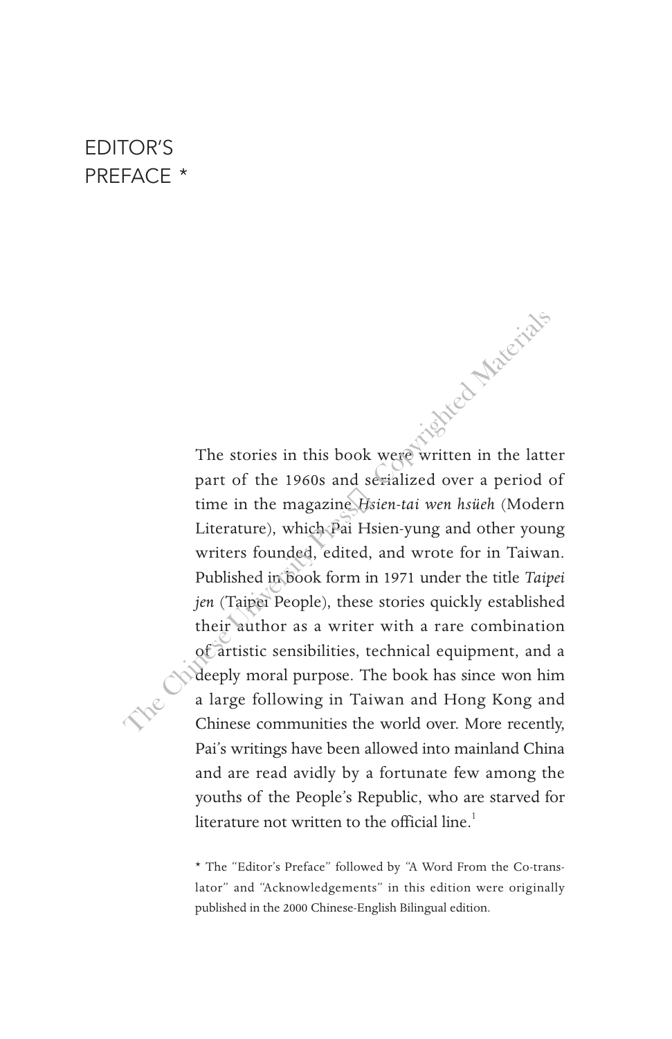# EDITOR'S PREFACE *

The stories in this book were written in the latter part of the 1960s and serialized over a period of time in the magazine *Hsien-tai wen hsüeh* (Modern Literature), which Pai Hsien-yung and other young writers founded, edited, and wrote for in Taiwan. Published in book form in 1971 under the title *Taipei jen* (Taipei People), these stories quickly established their author as a writer with a rare combination of artistic sensibilities, technical equipment, and a deeply moral purpose. The book has since won him a large following in Taiwan and Hong Kong and Chinese communities the world over. More recently, Pai's writings have been allowed into mainland China and are read avidly by a fortunate few among the youths of the People's Republic, who are starved for literature not written to the official line.[1]

* The "Editor's Preface" followed by "A Word From the Co-translator" and "Acknowledgements" in this edition were originally published in the 2000 Chinese-English Bilingual edition.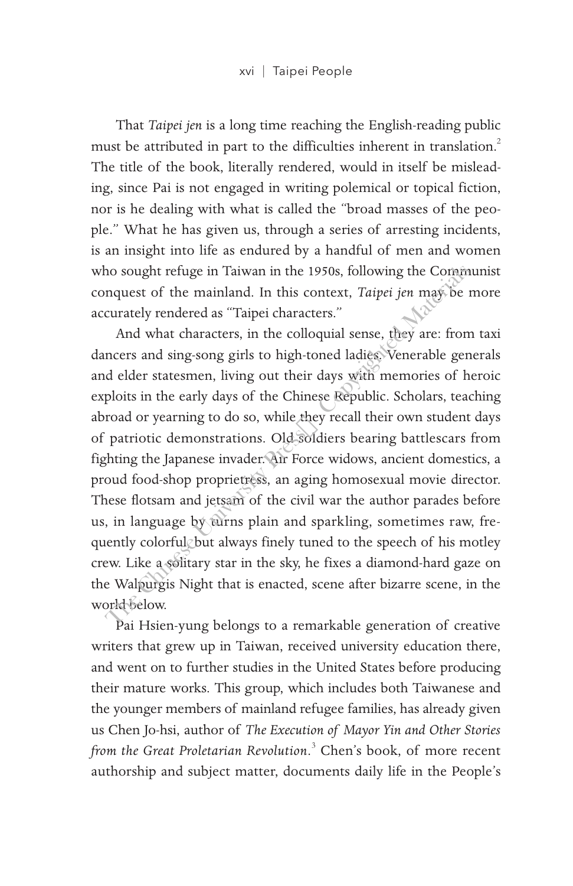That *Taipei jen* is a long time reaching the English-reading public must be attributed in part to the difficulties inherent in translation.[2] The title of the book, literally rendered, would in itself be misleading, since Pai is not engaged in writing polemical or topical fiction, nor is he dealing with what is called the "broad masses of the people." What he has given us, through a series of arresting incidents, is an insight into life as endured by a handful of men and women who sought refuge in Taiwan in the 1950s, following the Communist conquest of the mainland. In this context, *Taipei jen* may be more accurately rendered as "Taipei characters."

And what characters, in the colloquial sense, they are: from taxi dancers and sing-song girls to high-toned ladies. Venerable generals and elder statesmen, living out their days with memories of heroic exploits in the early days of the Chinese Republic. Scholars, teaching abroad or yearning to do so, while they recall their own student days of patriotic demonstrations. Old soldiers bearing battlescars from fighting the Japanese invader. Air Force widows, ancient domestics, a proud food-shop proprietress, an aging homosexual movie director. These flotsam and jetsam of the civil war the author parades before us, in language by turns plain and sparkling, sometimes raw, frequently colorful, but always finely tuned to the speech of his motley crew. Like a solitary star in the sky, he fixes a diamond-hard gaze on the Walpurgis Night that is enacted, scene after bizarre scene, in the world below.

Pai Hsien-yung belongs to a remarkable generation of creative writers that grew up in Taiwan, received university education there, and went on to further studies in the United States before producing their mature works. This group, which includes both Taiwanese and the younger members of mainland refugee families, has already given us Chen Jo-hsi, author of *The Execution of Mayor Yin and Other Stories from the Great Proletarian Revolution*.[3] Chen's book, of more recent authorship and subject matter, documents daily life in the People's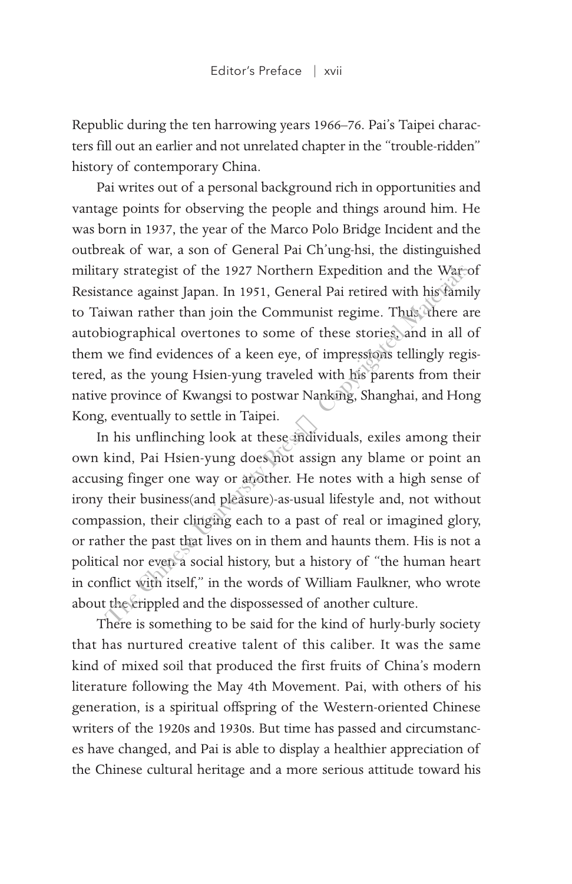Republic during the ten harrowing years 1966–76. Pai's Taipei characters fill out an earlier and not unrelated chapter in the "trouble-ridden" history of contemporary China.

Pai writes out of a personal background rich in opportunities and vantage points for observing the people and things around him. He was born in 1937, the year of the Marco Polo Bridge Incident and the outbreak of war, a son of General Pai Ch'ung-hsi, the distinguished military strategist of the 1927 Northern Expedition and the War of Resistance against Japan. In 1951, General Pai retired with his family to Taiwan rather than join the Communist regime. Thus there are autobiographical overtones to some of these stories, and in all of them we find evidences of a keen eye, of impressions tellingly registered, as the young Hsien-yung traveled with his parents from their native province of Kwangsi to postwar Nanking, Shanghai, and Hong Kong, eventually to settle in Taipei.

In his unflinching look at these individuals, exiles among their own kind, Pai Hsien-yung does not assign any blame or point an accusing finger one way or another. He notes with a high sense of irony their business(and pleasure)-as-usual lifestyle and, not without compassion, their clinging each to a past of real or imagined glory, or rather the past that lives on in them and haunts them. His is not a political nor even a social history, but a history of "the human heart in conflict with itself," in the words of William Faulkner, who wrote about the crippled and the dispossessed of another culture.

There is something to be said for the kind of hurly-burly society that has nurtured creative talent of this caliber. It was the same kind of mixed soil that produced the first fruits of China's modern literature following the May 4th Movement. Pai, with others of his generation, is a spiritual offspring of the Western-oriented Chinese writers of the 1920s and 1930s. But time has passed and circumstances have changed, and Pai is able to display a healthier appreciation of the Chinese cultural heritage and a more serious attitude toward his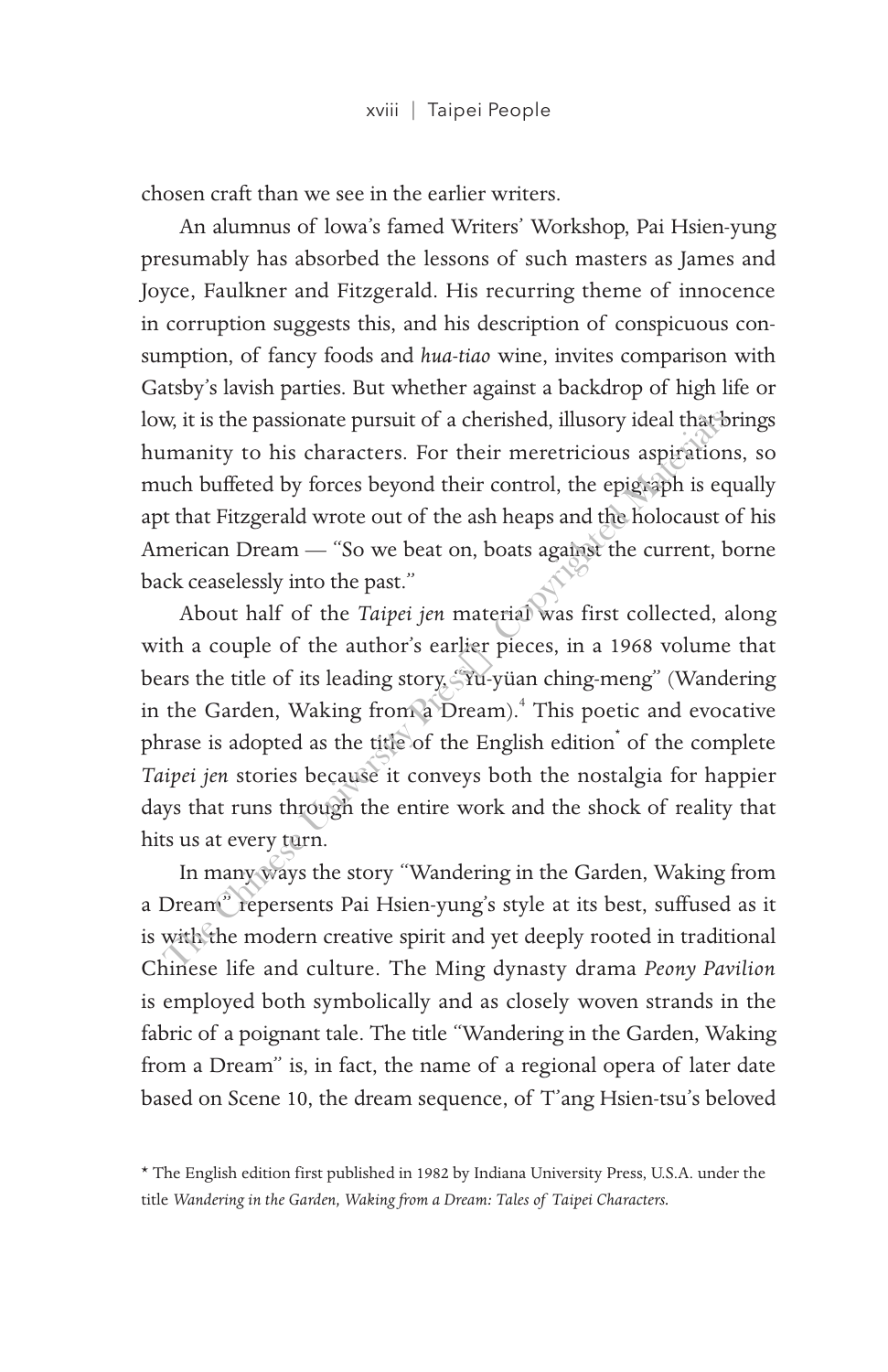chosen craft than we see in the earlier writers.

An alumnus of Iowa's famed Writers' Workshop, Pai Hsien-yung presumably has absorbed the lessons of such masters as James and Joyce, Faulkner and Fitzgerald. His recurring theme of innocence in corruption suggests this, and his description of conspicuous consumption, of fancy foods and *hua-tiao* wine, invites comparison with Gatsby's lavish parties. But whether against a backdrop of high life or low, it is the passionate pursuit of a cherished, illusory ideal that brings humanity to his characters. For their meretricious aspirations, so much buffeted by forces beyond their control, the epigraph is equally apt that Fitzgerald wrote out of the ash heaps and the holocaust of his American Dream — "So we beat on, boats against the current, borne back ceaselessly into the past."

About half of the *Taipei jen* material was first collected, along with a couple of the author's earlier pieces, in a 1968 volume that bears the title of its leading story, "Yu-yüan ching-meng" (Wandering in the Garden, Waking from a Dream).[4] This poetic and evocative phrase is adopted as the title of the English edition* of the complete *Taipei jen* stories because it conveys both the nostalgia for happier days that runs through the entire work and the shock of reality that hits us at every turn.

In many ways the story "Wandering in the Garden, Waking from a Dream" represents Pai Hsien-yung's style at its best, suffused as it is with the modern creative spirit and yet deeply rooted in traditional Chinese life and culture. The Ming dynasty drama *Peony Pavilion* is employed both symbolically and as closely woven strands in the fabric of a poignant tale. The title "Wandering in the Garden, Waking from a Dream" is, in fact, the name of a regional opera of later date based on Scene 10, the dream sequence, of T'ang Hsien-tsu's beloved

\* The English edition first published in 1982 by Indiana University Press, U.S.A. under the title *Wandering in the Garden, Waking from a Dream: Tales of Taipei Characters.*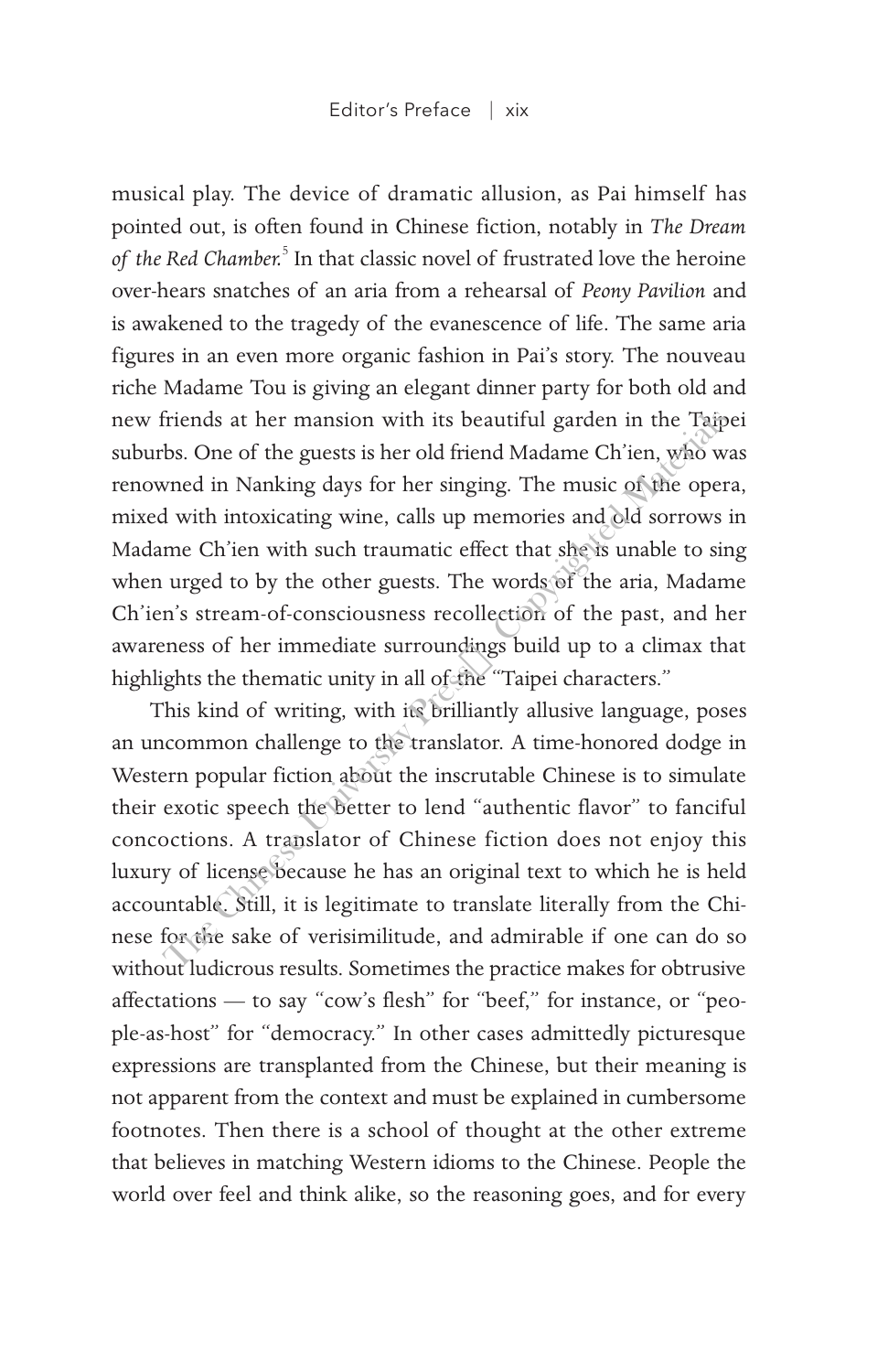musical play. The device of dramatic allusion, as Pai himself has pointed out, is often found in Chinese fiction, notably in *The Dream of the Red Chamber.*[5] In that classic novel of frustrated love the heroine over-hears snatches of an aria from a rehearsal of *Peony Pavilion* and is awakened to the tragedy of the evanescence of life. The same aria figures in an even more organic fashion in Pai's story. The nouveau riche Madame Tou is giving an elegant dinner party for both old and new friends at her mansion with its beautiful garden in the Taipei suburbs. One of the guests is her old friend Madame Ch'ien, who was renowned in Nanking days for her singing. The music of the opera, mixed with intoxicating wine, calls up memories and old sorrows in Madame Ch'ien with such traumatic effect that she is unable to sing when urged to by the other guests. The words of the aria, Madame Ch'ien's stream-of-consciousness recollection of the past, and her awareness of her immediate surroundings build up to a climax that highlights the thematic unity in all of the "Taipei characters."

This kind of writing, with its brilliantly allusive language, poses an uncommon challenge to the translator. A time-honored dodge in Western popular fiction about the inscrutable Chinese is to simulate their exotic speech the better to lend "authentic flavor" to fanciful concoctions. A translator of Chinese fiction does not enjoy this luxury of license because he has an original text to which he is held accountable. Still, it is legitimate to translate literally from the Chinese for the sake of verisimilitude, and admirable if one can do so without ludicrous results. Sometimes the practice makes for obtrusive affectations — to say "cow's flesh" for "beef," for instance, or "people-as-host" for "democracy." In other cases admittedly picturesque expressions are transplanted from the Chinese, but their meaning is not apparent from the context and must be explained in cumbersome footnotes. Then there is a school of thought at the other extreme that believes in matching Western idioms to the Chinese. People the world over feel and think alike, so the reasoning goes, and for every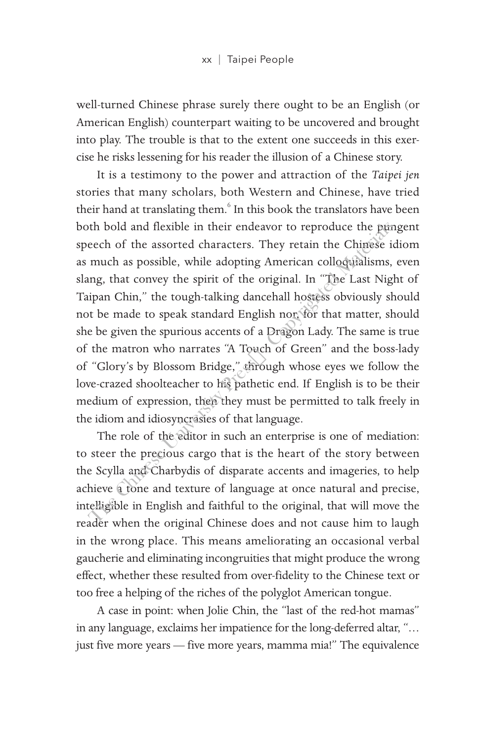well-turned Chinese phrase surely there ought to be an English (or American English) counterpart waiting to be uncovered and brought into play. The trouble is that to the extent one succeeds in this exercise he risks lessening for his reader the illusion of a Chinese story.

It is a testimony to the power and attraction of the *Taipei jen* stories that many scholars, both Western and Chinese, have tried their hand at translating them.[6] In this book the translators have been both bold and flexible in their endeavor to reproduce the pungent speech of the assorted characters. They retain the Chinese idiom as much as possible, while adopting American colloquialisms, even slang, that convey the spirit of the original. In "The Last Night of Taipan Chin," the tough-talking dancehall hostess obviously should not be made to speak standard English nor, for that matter, should she be given the spurious accents of a Dragon Lady. The same is true of the matron who narrates "A Touch of Green" and the boss-lady of "Glory's by Blossom Bridge," through whose eyes we follow the love-crazed shoolteacher to his pathetic end. If English is to be their medium of expression, then they must be permitted to talk freely in the idiom and idiosyncrasies of that language.

The role of the editor in such an enterprise is one of mediation: to steer the precious cargo that is the heart of the story between the Scylla and Charbydis of disparate accents and imageries, to help achieve a tone and texture of language at once natural and precise, intelligible in English and faithful to the original, that will move the reader when the original Chinese does and not cause him to laugh in the wrong place. This means ameliorating an occasional verbal gaucherie and eliminating incongruities that might produce the wrong effect, whether these resulted from over-fidelity to the Chinese text or too free a helping of the riches of the polyglot American tongue.

A case in point: when Jolie Chin, the "last of the red-hot mamas" in any language, exclaims her impatience for the long-deferred altar, "… just five more years — five more years, mamma mia!" The equivalence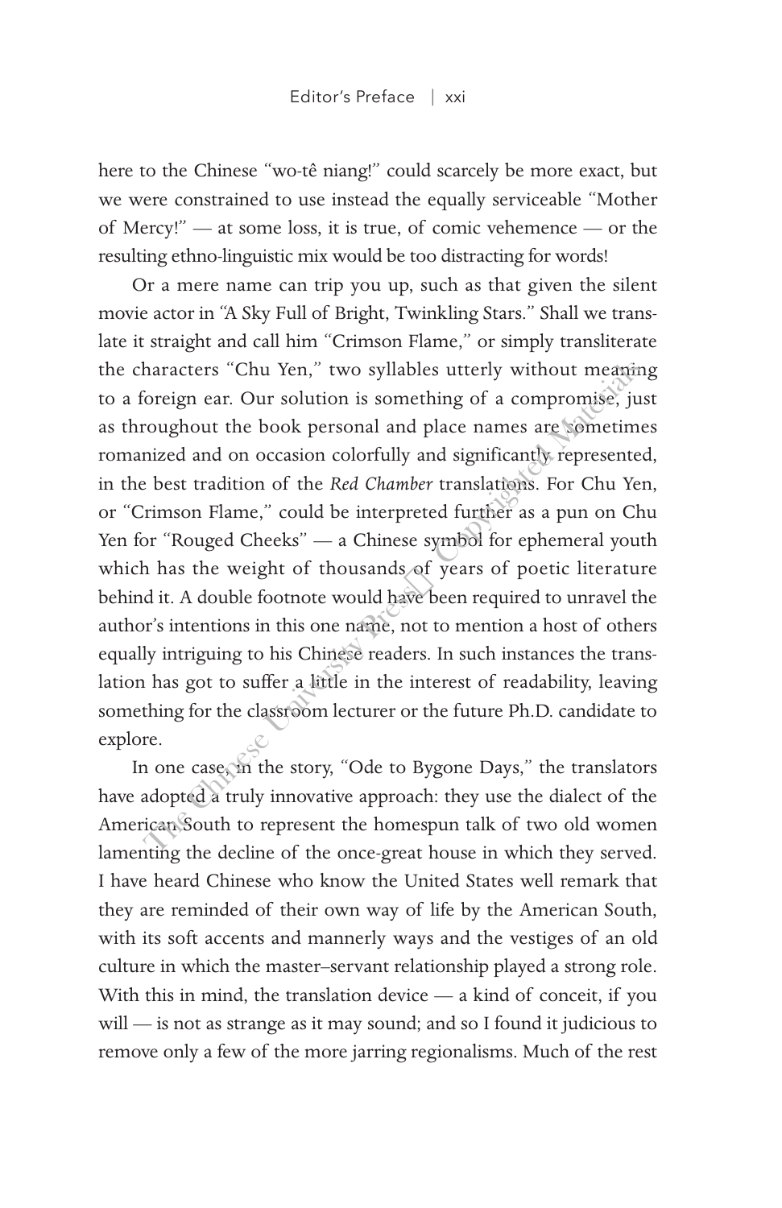here to the Chinese "wo-tê niang!" could scarcely be more exact, but we were constrained to use instead the equally serviceable "Mother of Mercy!" — at some loss, it is true, of comic vehemence — or the resulting ethno-linguistic mix would be too distracting for words!

Or a mere name can trip you up, such as that given the silent movie actor in "A Sky Full of Bright, Twinkling Stars." Shall we translate it straight and call him "Crimson Flame," or simply transliterate the characters "Chu Yen," two syllables utterly without meaning to a foreign ear. Our solution is something of a compromise, just as throughout the book personal and place names are sometimes romanized and on occasion colorfully and significantly represented, in the best tradition of the *Red Chamber* translations. For Chu Yen, or "Crimson Flame," could be interpreted further as a pun on Chu Yen for "Rouged Cheeks" — a Chinese symbol for ephemeral youth which has the weight of thousands of years of poetic literature behind it. A double footnote would have been required to unravel the author's intentions in this one name, not to mention a host of others equally intriguing to his Chinese readers. In such instances the translation has got to suffer a little in the interest of readability, leaving something for the classroom lecturer or the future Ph.D. candidate to explore.

In one case, in the story, "Ode to Bygone Days," the translators have adopted a truly innovative approach: they use the dialect of the American South to represent the homespun talk of two old women lamenting the decline of the once-great house in which they served. I have heard Chinese who know the United States well remark that they are reminded of their own way of life by the American South, with its soft accents and mannerly ways and the vestiges of an old culture in which the master–servant relationship played a strong role. With this in mind, the translation device — a kind of conceit, if you will — is not as strange as it may sound; and so I found it judicious to remove only a few of the more jarring regionalisms. Much of the rest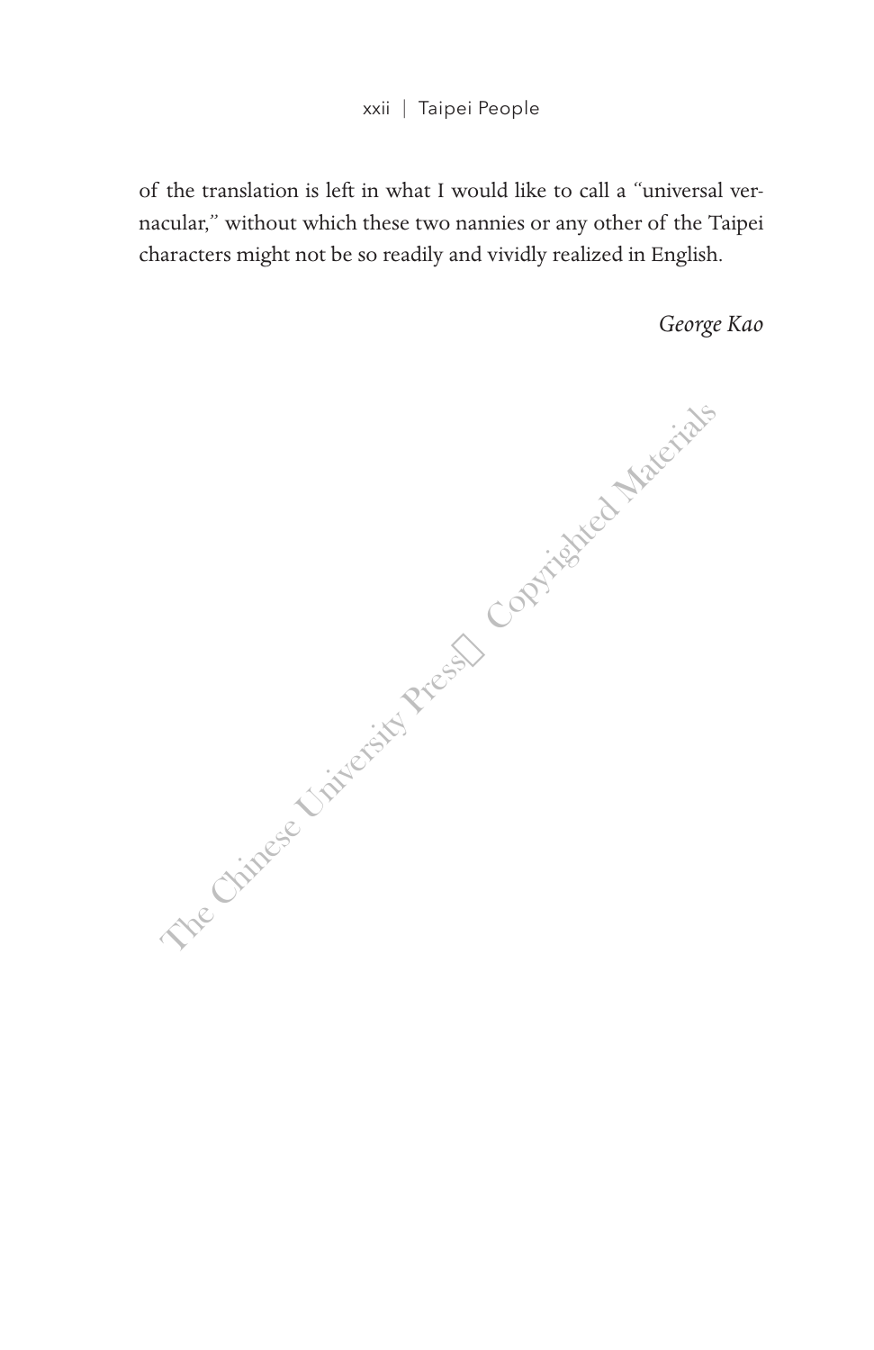of the translation is left in what I would like to call a "universal vernacular," without which these two nannies or any other of the Taipei characters might not be so readily and vividly realized in English.

*George Kao*